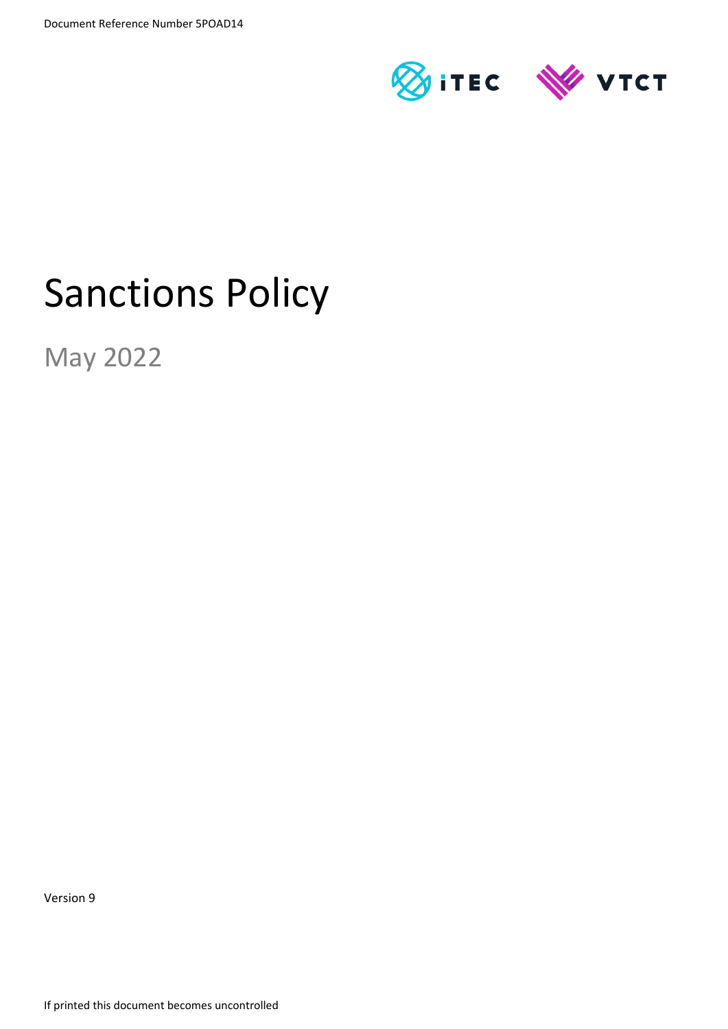Document Reference Number 5POAD14

iTEC VTCT

# Sanctions Policy

May 2022

Version 9

If printed this document becomes uncontrolled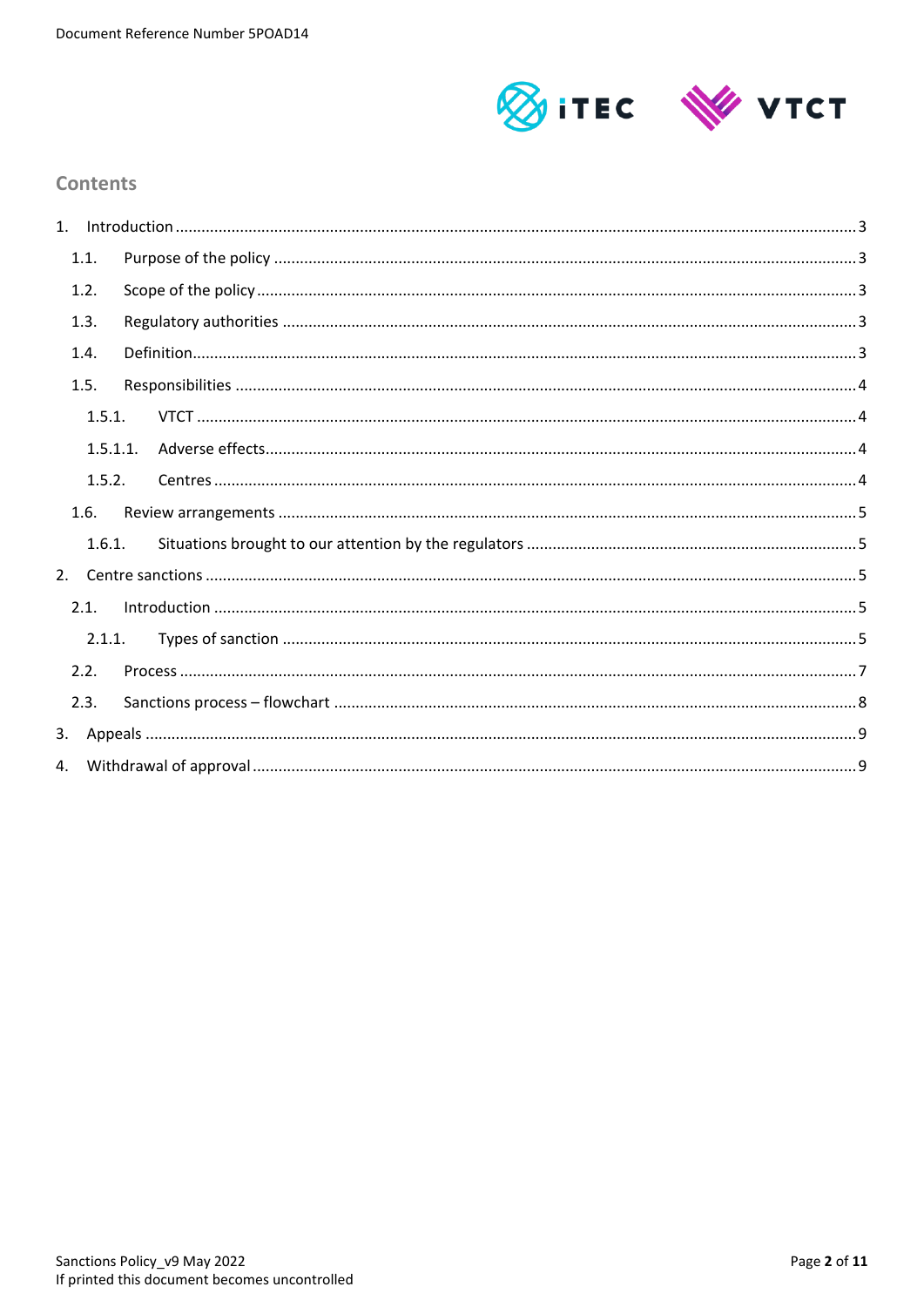## Contents

1. Introduction ........ 3
   - 1.1. Purpose of the policy ........ 3
   - 1.2. Scope of the policy ........ 3
   - 1.3. Regulatory authorities ........ 3
   - 1.4. Definition ........ 3
   - 1.5. Responsibilities ........ 4
     - 1.5.1. VTCT ........ 4
     - 1.5.1.1. Adverse effects ........ 4
     - 1.5.2. Centres ........ 4
   - 1.6. Review arrangements ........ 5
     - 1.6.1. Situations brought to our attention by the regulators ........ 5
2. Centre sanctions ........ 5
   - 2.1. Introduction ........ 5
     - 2.1.1. Types of sanction ........ 5
   - 2.2. Process ........ 7
   - 2.3. Sanctions process – flowchart ........ 8
3. Appeals ........ 9
4. Withdrawal of approval ........ 9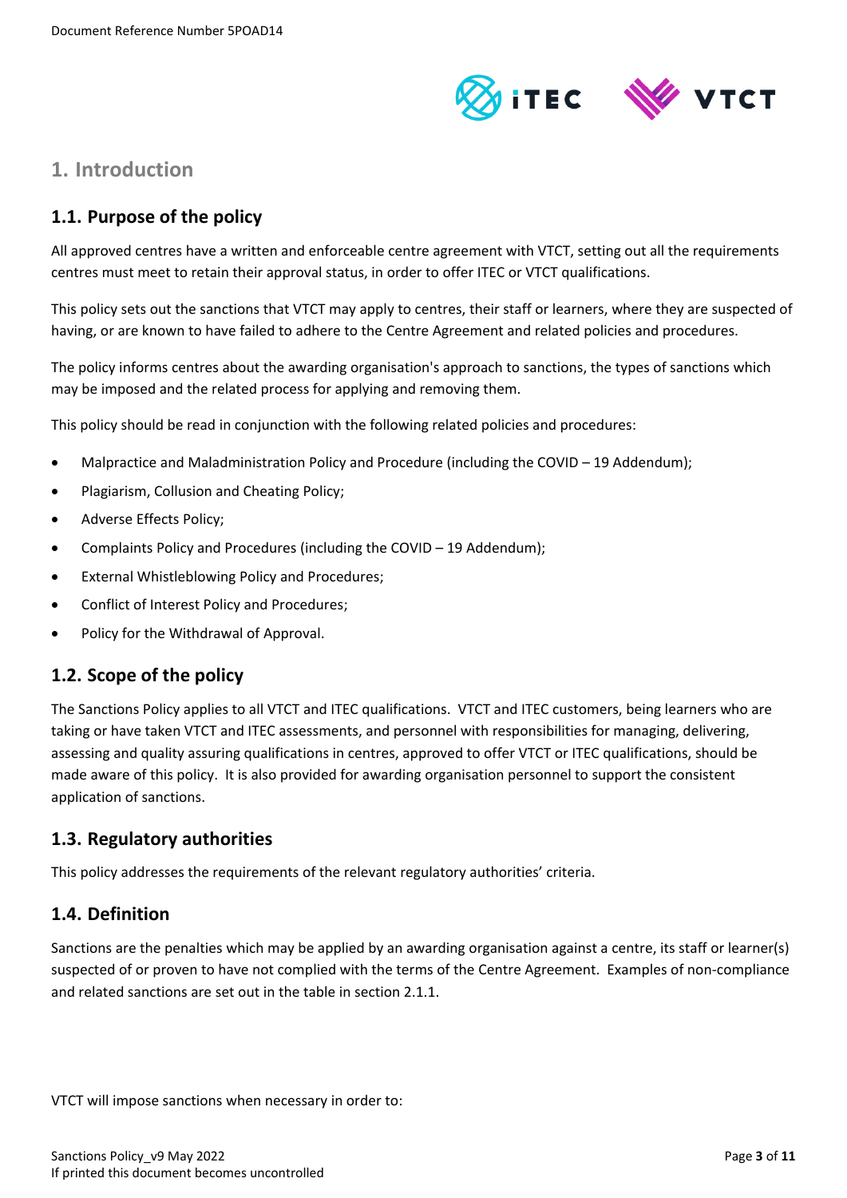## 1. Introduction

### 1.1. Purpose of the policy

All approved centres have a written and enforceable centre agreement with VTCT, setting out all the requirements centres must meet to retain their approval status, in order to offer ITEC or VTCT qualifications.

This policy sets out the sanctions that VTCT may apply to centres, their staff or learners, where they are suspected of having, or are known to have failed to adhere to the Centre Agreement and related policies and procedures.

The policy informs centres about the awarding organisation's approach to sanctions, the types of sanctions which may be imposed and the related process for applying and removing them.

This policy should be read in conjunction with the following related policies and procedures:

- Malpractice and Maladministration Policy and Procedure (including the COVID – 19 Addendum);
- Plagiarism, Collusion and Cheating Policy;
- Adverse Effects Policy;
- Complaints Policy and Procedures (including the COVID – 19 Addendum);
- External Whistleblowing Policy and Procedures;
- Conflict of Interest Policy and Procedures;
- Policy for the Withdrawal of Approval.

### 1.2. Scope of the policy

The Sanctions Policy applies to all VTCT and ITEC qualifications. VTCT and ITEC customers, being learners who are taking or have taken VTCT and ITEC assessments, and personnel with responsibilities for managing, delivering, assessing and quality assuring qualifications in centres, approved to offer VTCT or ITEC qualifications, should be made aware of this policy. It is also provided for awarding organisation personnel to support the consistent application of sanctions.

### 1.3. Regulatory authorities

This policy addresses the requirements of the relevant regulatory authorities' criteria.

### 1.4. Definition

Sanctions are the penalties which may be applied by an awarding organisation against a centre, its staff or learner(s) suspected of or proven to have not complied with the terms of the Centre Agreement. Examples of non-compliance and related sanctions are set out in the table in section 2.1.1.

VTCT will impose sanctions when necessary in order to: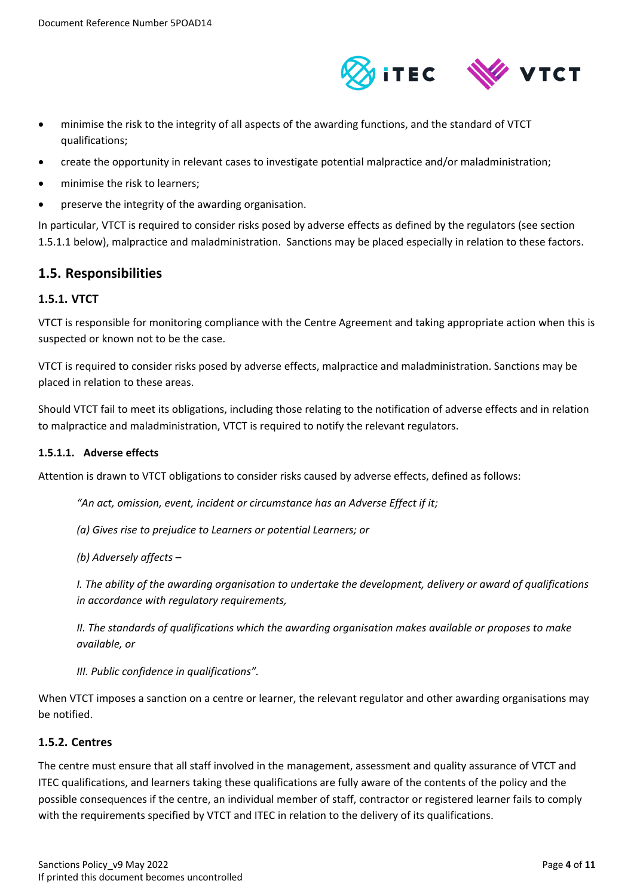- minimise the risk to the integrity of all aspects of the awarding functions, and the standard of VTCT qualifications;
- create the opportunity in relevant cases to investigate potential malpractice and/or maladministration;
- minimise the risk to learners;
- preserve the integrity of the awarding organisation.

In particular, VTCT is required to consider risks posed by adverse effects as defined by the regulators (see section 1.5.1.1 below), malpractice and maladministration. Sanctions may be placed especially in relation to these factors.

## 1.5. Responsibilities

### 1.5.1. VTCT

VTCT is responsible for monitoring compliance with the Centre Agreement and taking appropriate action when this is suspected or known not to be the case.

VTCT is required to consider risks posed by adverse effects, malpractice and maladministration. Sanctions may be placed in relation to these areas.

Should VTCT fail to meet its obligations, including those relating to the notification of adverse effects and in relation to malpractice and maladministration, VTCT is required to notify the relevant regulators.

#### 1.5.1.1. Adverse effects

Attention is drawn to VTCT obligations to consider risks caused by adverse effects, defined as follows:

> *"An act, omission, event, incident or circumstance has an Adverse Effect if it;*
>
> *(a) Gives rise to prejudice to Learners or potential Learners; or*
>
> *(b) Adversely affects –*
>
> *I. The ability of the awarding organisation to undertake the development, delivery or award of qualifications in accordance with regulatory requirements,*
>
> *II. The standards of qualifications which the awarding organisation makes available or proposes to make available, or*
>
> *III. Public confidence in qualifications".*

When VTCT imposes a sanction on a centre or learner, the relevant regulator and other awarding organisations may be notified.

### 1.5.2. Centres

The centre must ensure that all staff involved in the management, assessment and quality assurance of VTCT and ITEC qualifications, and learners taking these qualifications are fully aware of the contents of the policy and the possible consequences if the centre, an individual member of staff, contractor or registered learner fails to comply with the requirements specified by VTCT and ITEC in relation to the delivery of its qualifications.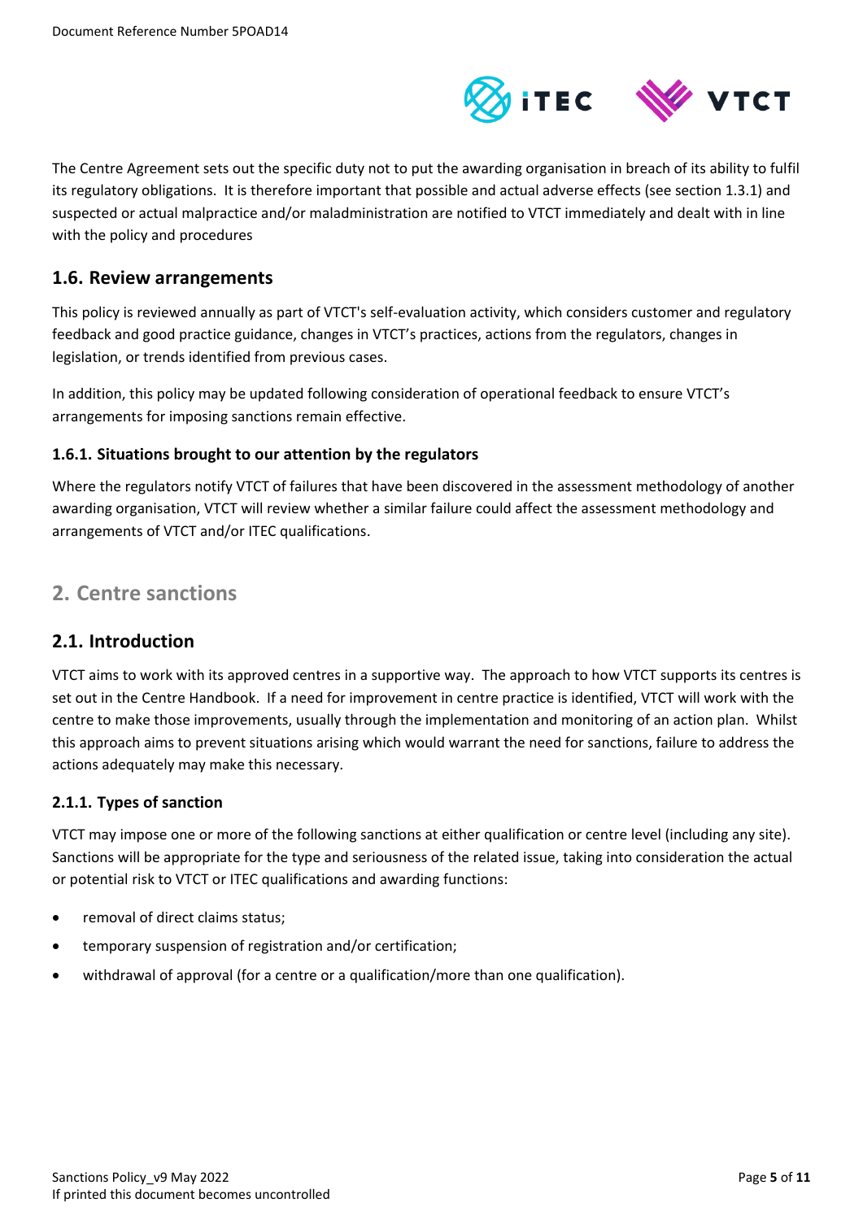The Centre Agreement sets out the specific duty not to put the awarding organisation in breach of its ability to fulfil its regulatory obligations. It is therefore important that possible and actual adverse effects (see section 1.3.1) and suspected or actual malpractice and/or maladministration are notified to VTCT immediately and dealt with in line with the policy and procedures

### 1.6. Review arrangements

This policy is reviewed annually as part of VTCT's self-evaluation activity, which considers customer and regulatory feedback and good practice guidance, changes in VTCT's practices, actions from the regulators, changes in legislation, or trends identified from previous cases.

In addition, this policy may be updated following consideration of operational feedback to ensure VTCT's arrangements for imposing sanctions remain effective.

#### 1.6.1. Situations brought to our attention by the regulators

Where the regulators notify VTCT of failures that have been discovered in the assessment methodology of another awarding organisation, VTCT will review whether a similar failure could affect the assessment methodology and arrangements of VTCT and/or ITEC qualifications.

## 2. Centre sanctions

### 2.1. Introduction

VTCT aims to work with its approved centres in a supportive way. The approach to how VTCT supports its centres is set out in the Centre Handbook. If a need for improvement in centre practice is identified, VTCT will work with the centre to make those improvements, usually through the implementation and monitoring of an action plan. Whilst this approach aims to prevent situations arising which would warrant the need for sanctions, failure to address the actions adequately may make this necessary.

#### 2.1.1. Types of sanction

VTCT may impose one or more of the following sanctions at either qualification or centre level (including any site). Sanctions will be appropriate for the type and seriousness of the related issue, taking into consideration the actual or potential risk to VTCT or ITEC qualifications and awarding functions:

- removal of direct claims status;
- temporary suspension of registration and/or certification;
- withdrawal of approval (for a centre or a qualification/more than one qualification).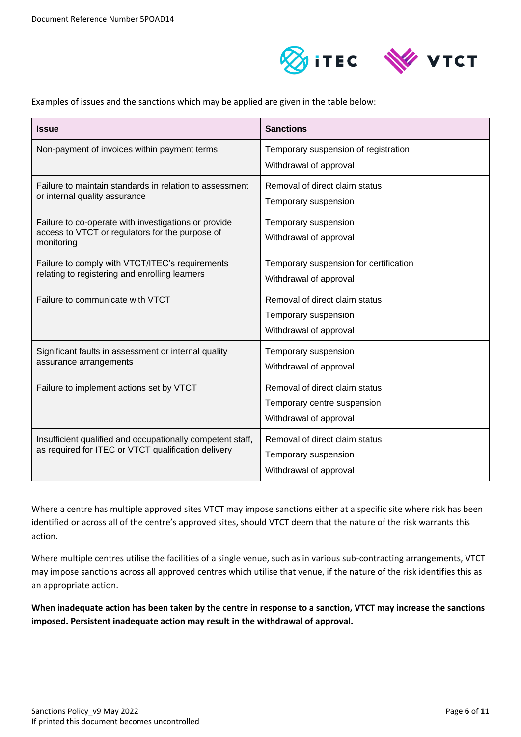Examples of issues and the sanctions which may be applied are given in the table below:

| Issue | Sanctions |
|---|---|
| Non-payment of invoices within payment terms | Temporary suspension of registration<br>Withdrawal of approval |
| Failure to maintain standards in relation to assessment or internal quality assurance | Removal of direct claim status<br>Temporary suspension |
| Failure to co-operate with investigations or provide access to VTCT or regulators for the purpose of monitoring | Temporary suspension<br>Withdrawal of approval |
| Failure to comply with VTCT/ITEC's requirements relating to registering and enrolling learners | Temporary suspension for certification<br>Withdrawal of approval |
| Failure to communicate with VTCT | Removal of direct claim status<br>Temporary suspension<br>Withdrawal of approval |
| Significant faults in assessment or internal quality assurance arrangements | Temporary suspension<br>Withdrawal of approval |
| Failure to implement actions set by VTCT | Removal of direct claim status<br>Temporary centre suspension<br>Withdrawal of approval |
| Insufficient qualified and occupationally competent staff, as required for ITEC or VTCT qualification delivery | Removal of direct claim status<br>Temporary suspension<br>Withdrawal of approval |

Where a centre has multiple approved sites VTCT may impose sanctions either at a specific site where risk has been identified or across all of the centre's approved sites, should VTCT deem that the nature of the risk warrants this action.

Where multiple centres utilise the facilities of a single venue, such as in various sub-contracting arrangements, VTCT may impose sanctions across all approved centres which utilise that venue, if the nature of the risk identifies this as an appropriate action.

**When inadequate action has been taken by the centre in response to a sanction, VTCT may increase the sanctions imposed. Persistent inadequate action may result in the withdrawal of approval.**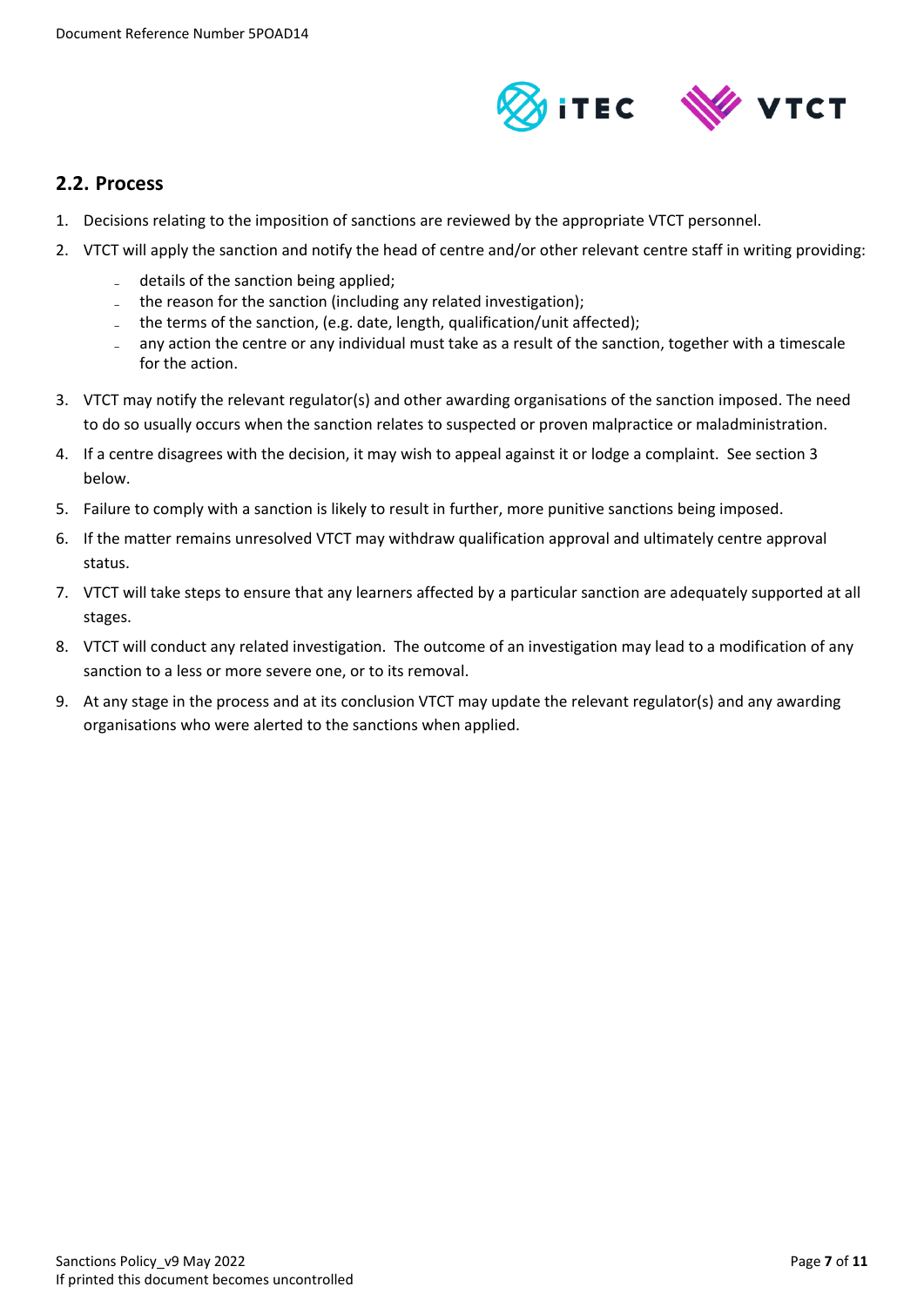## 2.2. Process

1. Decisions relating to the imposition of sanctions are reviewed by the appropriate VTCT personnel.
2. VTCT will apply the sanction and notify the head of centre and/or other relevant centre staff in writing providing:
   - details of the sanction being applied;
   - the reason for the sanction (including any related investigation);
   - the terms of the sanction, (e.g. date, length, qualification/unit affected);
   - any action the centre or any individual must take as a result of the sanction, together with a timescale for the action.
3. VTCT may notify the relevant regulator(s) and other awarding organisations of the sanction imposed. The need to do so usually occurs when the sanction relates to suspected or proven malpractice or maladministration.
4. If a centre disagrees with the decision, it may wish to appeal against it or lodge a complaint. See section 3 below.
5. Failure to comply with a sanction is likely to result in further, more punitive sanctions being imposed.
6. If the matter remains unresolved VTCT may withdraw qualification approval and ultimately centre approval status.
7. VTCT will take steps to ensure that any learners affected by a particular sanction are adequately supported at all stages.
8. VTCT will conduct any related investigation. The outcome of an investigation may lead to a modification of any sanction to a less or more severe one, or to its removal.
9. At any stage in the process and at its conclusion VTCT may update the relevant regulator(s) and any awarding organisations who were alerted to the sanctions when applied.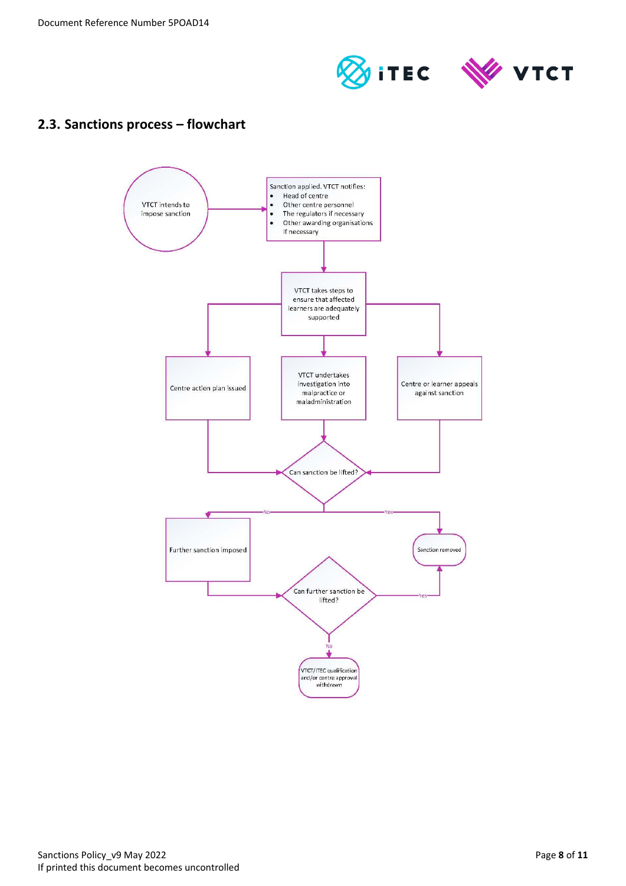## 2.3. Sanctions process – flowchart

VTCT intends to impose sanction

Sanction applied. VTCT notifies:

- Head of centre
- Other centre personnel
- The regulators if necessary
- Other awarding organisations if necessary

VTCT takes steps to ensure that affected learners are adequately supported

Centre action plan issued

VTCT undertakes investigation into malpractice or maladministration

Centre or learner appeals against sanction

Can sanction be lifted?

No

Yes

Further sanction imposed

Sanction removed

Can further sanction be lifted?

Yes

No

VTCT/ITEC qualification and/or centre approval withdrawn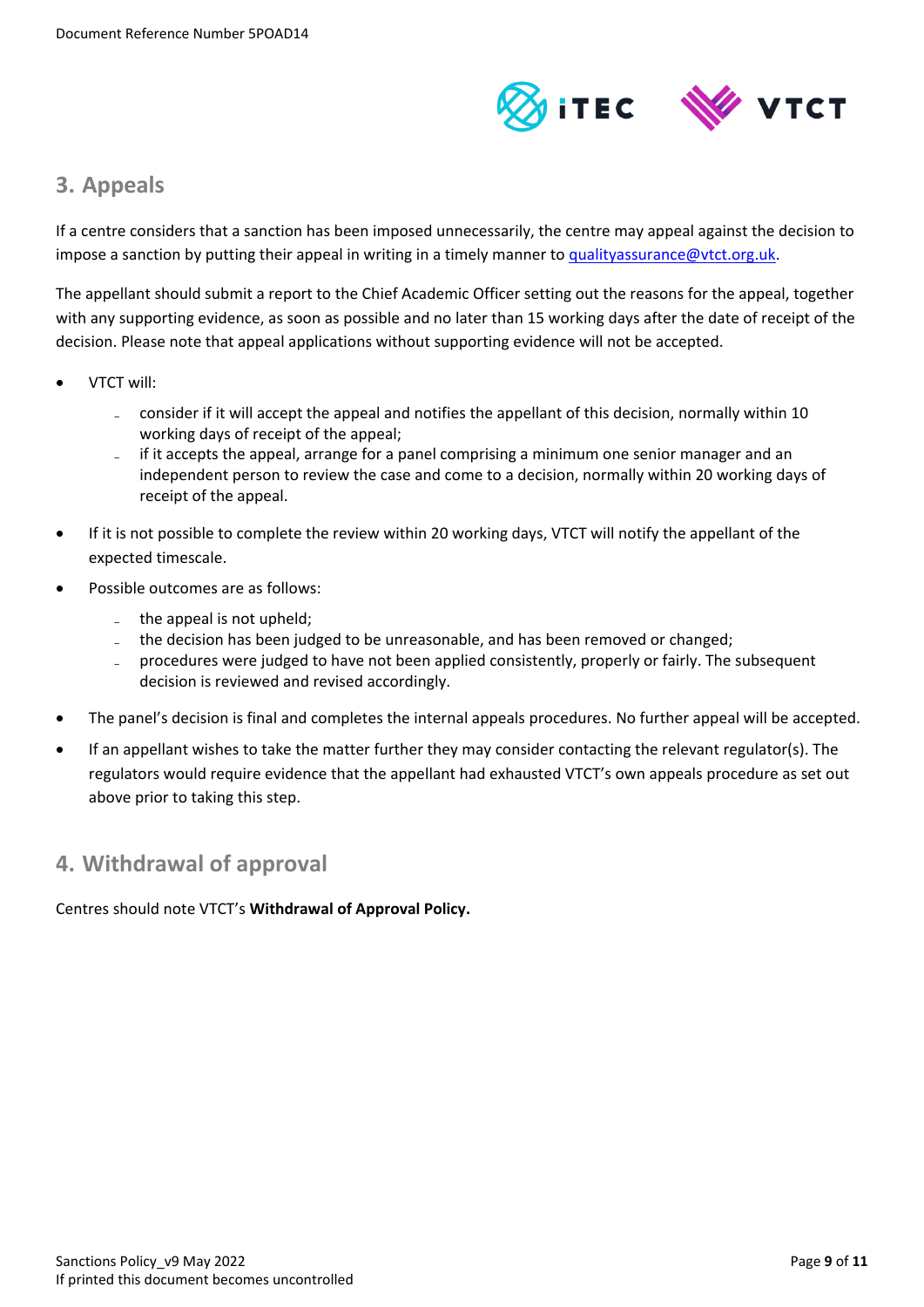## 3. Appeals

If a centre considers that a sanction has been imposed unnecessarily, the centre may appeal against the decision to impose a sanction by putting their appeal in writing in a timely manner to [qualityassurance@vtct.org.uk](mailto:qualityassurance@vtct.org.uk).

The appellant should submit a report to the Chief Academic Officer setting out the reasons for the appeal, together with any supporting evidence, as soon as possible and no later than 15 working days after the date of receipt of the decision. Please note that appeal applications without supporting evidence will not be accepted.

- VTCT will:
  - consider if it will accept the appeal and notifies the appellant of this decision, normally within 10 working days of receipt of the appeal;
  - if it accepts the appeal, arrange for a panel comprising a minimum one senior manager and an independent person to review the case and come to a decision, normally within 20 working days of receipt of the appeal.
- If it is not possible to complete the review within 20 working days, VTCT will notify the appellant of the expected timescale.
- Possible outcomes are as follows:
  - the appeal is not upheld;
  - the decision has been judged to be unreasonable, and has been removed or changed;
  - procedures were judged to have not been applied consistently, properly or fairly. The subsequent decision is reviewed and revised accordingly.
- The panel's decision is final and completes the internal appeals procedures. No further appeal will be accepted.
- If an appellant wishes to take the matter further they may consider contacting the relevant regulator(s). The regulators would require evidence that the appellant had exhausted VTCT's own appeals procedure as set out above prior to taking this step.

## 4. Withdrawal of approval

Centres should note VTCT's **Withdrawal of Approval Policy.**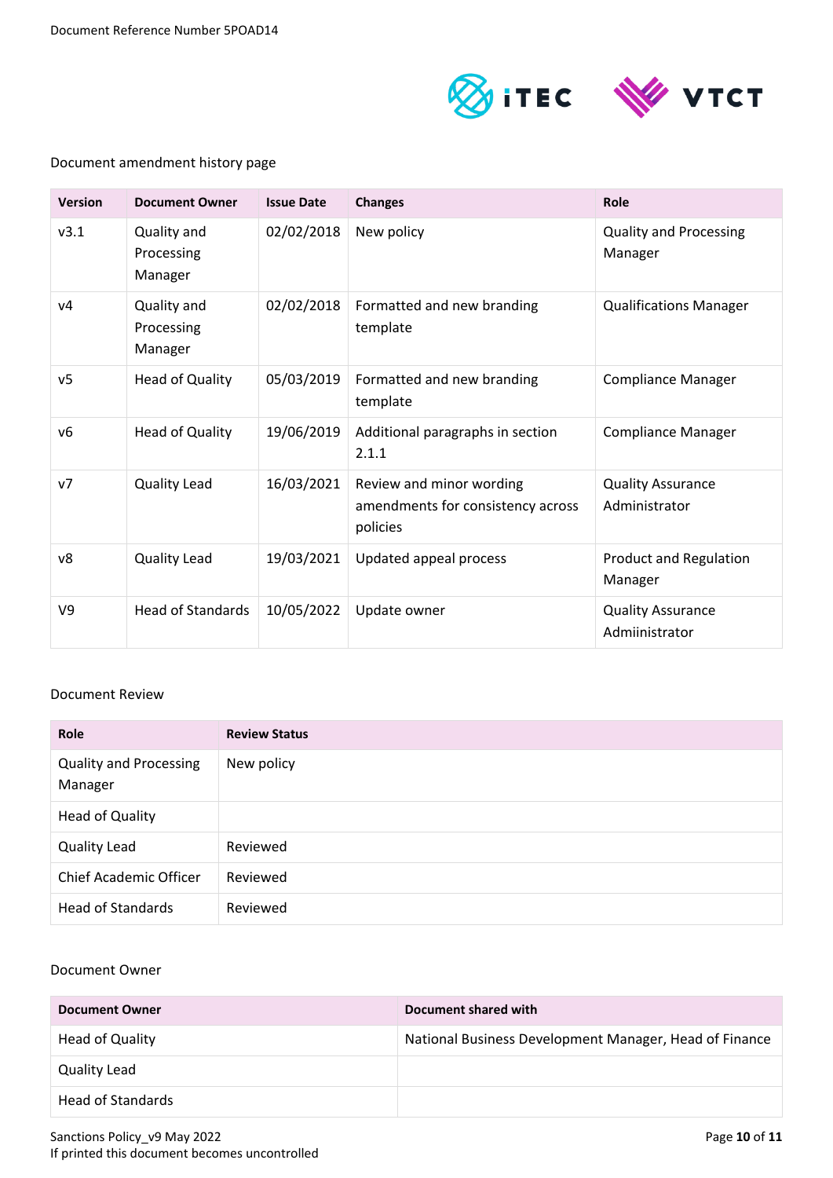Document amendment history page

| Version | Document Owner | Issue Date | Changes | Role |
|---|---|---|---|---|
| v3.1 | Quality and Processing Manager | 02/02/2018 | New policy | Quality and Processing Manager |
| v4 | Quality and Processing Manager | 02/02/2018 | Formatted and new branding template | Qualifications Manager |
| v5 | Head of Quality | 05/03/2019 | Formatted and new branding template | Compliance Manager |
| v6 | Head of Quality | 19/06/2019 | Additional paragraphs in section 2.1.1 | Compliance Manager |
| v7 | Quality Lead | 16/03/2021 | Review and minor wording amendments for consistency across policies | Quality Assurance Administrator |
| v8 | Quality Lead | 19/03/2021 | Updated appeal process | Product and Regulation Manager |
| V9 | Head of Standards | 10/05/2022 | Update owner | Quality Assurance Admiinistrator |

Document Review

| Role | Review Status |
|---|---|
| Quality and Processing Manager | New policy |
| Head of Quality | |
| Quality Lead | Reviewed |
| Chief Academic Officer | Reviewed |
| Head of Standards | Reviewed |

Document Owner

| Document Owner | Document shared with |
|---|---|
| Head of Quality | National Business Development Manager, Head of Finance |
| Quality Lead | |
| Head of Standards | |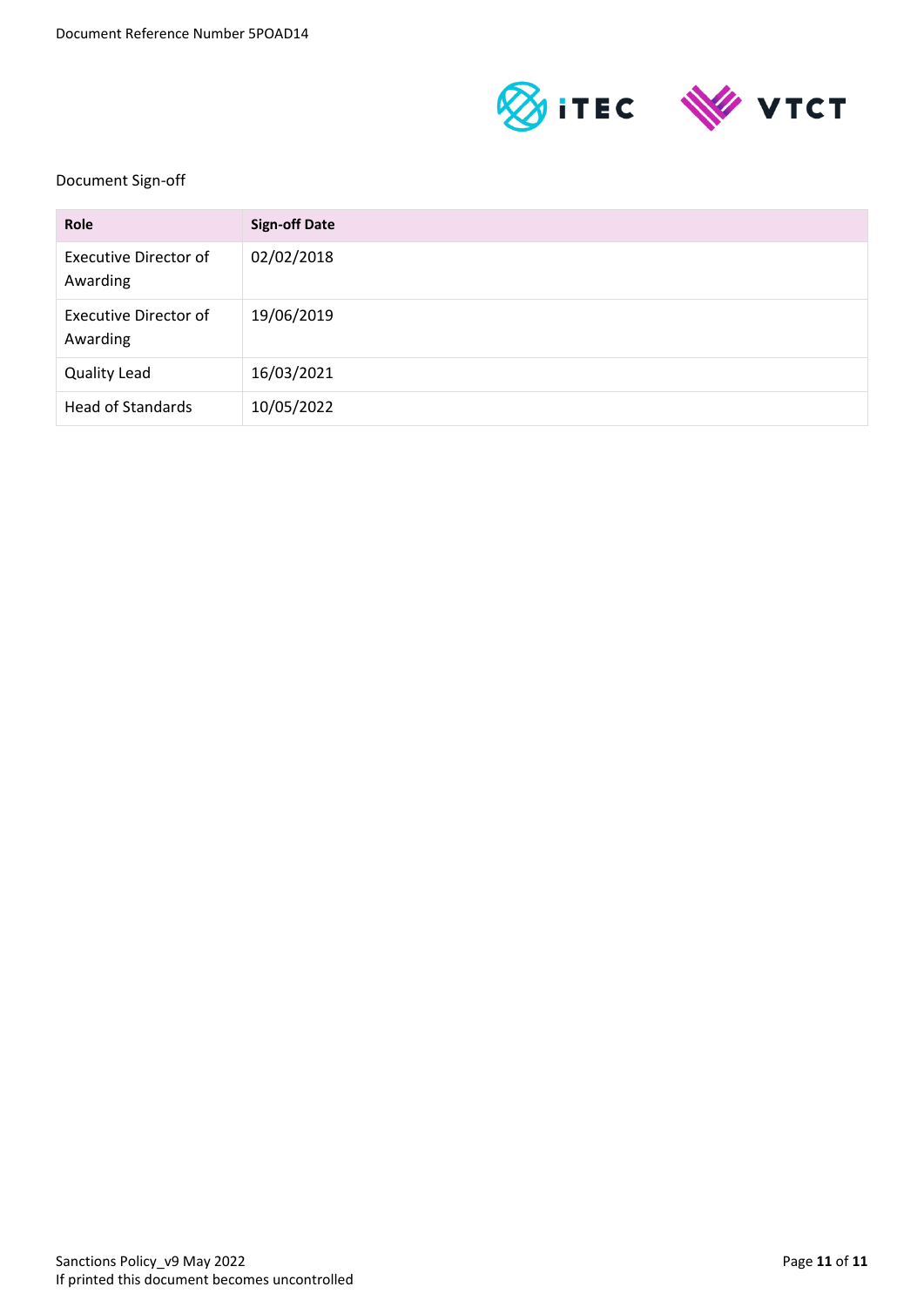Document Sign-off

| Role | Sign-off Date |
|---|---|
| Executive Director of Awarding | 02/02/2018 |
| Executive Director of Awarding | 19/06/2019 |
| Quality Lead | 16/03/2021 |
| Head of Standards | 10/05/2022 |